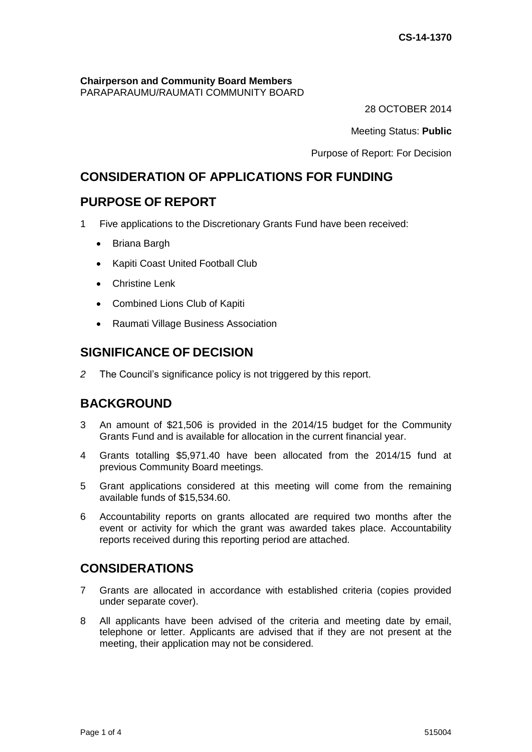CS-14-1370

**Chairperson and Community Board Members**
PARAPARAUMU/RAUMATI COMMUNITY BOARD

28 OCTOBER 2014

Meeting Status: **Public**

Purpose of Report: For Decision

## CONSIDERATION OF APPLICATIONS FOR FUNDING

## PURPOSE OF REPORT

1 Five applications to the Discretionary Grants Fund have been received:

- Briana Bargh
- Kapiti Coast United Football Club
- Christine Lenk
- Combined Lions Club of Kapiti
- Raumati Village Business Association

## SIGNIFICANCE OF DECISION

*2* The Council's significance policy is not triggered by this report.

## BACKGROUND

3 An amount of $21,506 is provided in the 2014/15 budget for the Community Grants Fund and is available for allocation in the current financial year.

4 Grants totalling $5,971.40 have been allocated from the 2014/15 fund at previous Community Board meetings.

5 Grant applications considered at this meeting will come from the remaining available funds of $15,534.60.

6 Accountability reports on grants allocated are required two months after the event or activity for which the grant was awarded takes place. Accountability reports received during this reporting period are attached.

## CONSIDERATIONS

7 Grants are allocated in accordance with established criteria (copies provided under separate cover).

8 All applicants have been advised of the criteria and meeting date by email, telephone or letter. Applicants are advised that if they are not present at the meeting, their application may not be considered.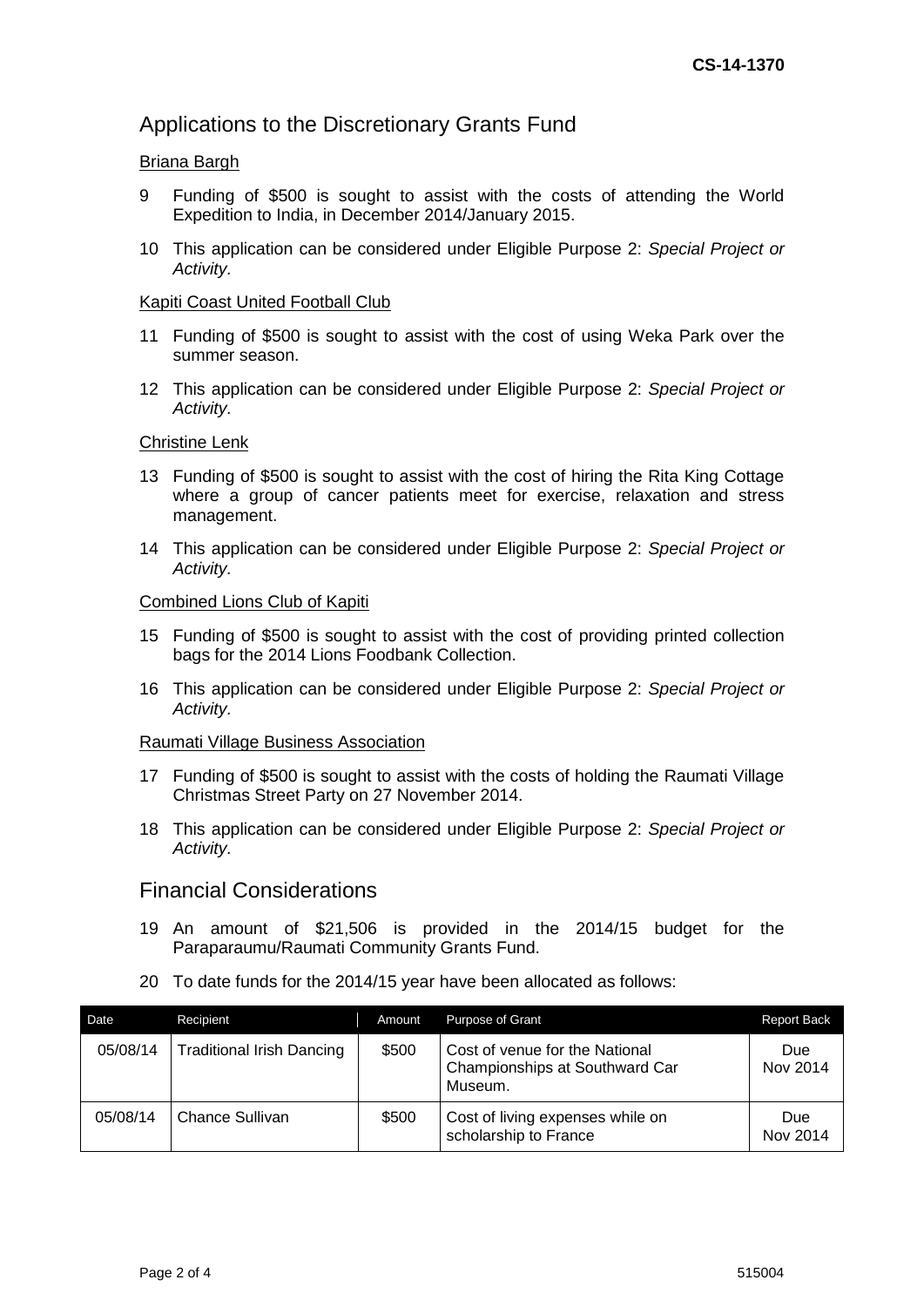## Applications to the Discretionary Grants Fund

Briana Bargh

9 Funding of $500 is sought to assist with the costs of attending the World Expedition to India, in December 2014/January 2015.

10 This application can be considered under Eligible Purpose 2: *Special Project or Activity*.

Kapiti Coast United Football Club

11 Funding of $500 is sought to assist with the cost of using Weka Park over the summer season.

12 This application can be considered under Eligible Purpose 2: *Special Project or Activity*.

Christine Lenk

13 Funding of $500 is sought to assist with the cost of hiring the Rita King Cottage where a group of cancer patients meet for exercise, relaxation and stress management.

14 This application can be considered under Eligible Purpose 2: *Special Project or Activity*.

Combined Lions Club of Kapiti

15 Funding of $500 is sought to assist with the cost of providing printed collection bags for the 2014 Lions Foodbank Collection.

16 This application can be considered under Eligible Purpose 2: *Special Project or Activity*.

Raumati Village Business Association

17 Funding of $500 is sought to assist with the costs of holding the Raumati Village Christmas Street Party on 27 November 2014.

18 This application can be considered under Eligible Purpose 2: *Special Project or Activity*.

## Financial Considerations

19 An amount of $21,506 is provided in the 2014/15 budget for the Paraparaumu/Raumati Community Grants Fund.

20 To date funds for the 2014/15 year have been allocated as follows:

| Date | Recipient | Amount | Purpose of Grant | Report Back |
|---|---|---|---|---|
| 05/08/14 | Traditional Irish Dancing | $500 | Cost of venue for the National Championships at Southward Car Museum. | Due Nov 2014 |
| 05/08/14 | Chance Sullivan | $500 | Cost of living expenses while on scholarship to France | Due Nov 2014 |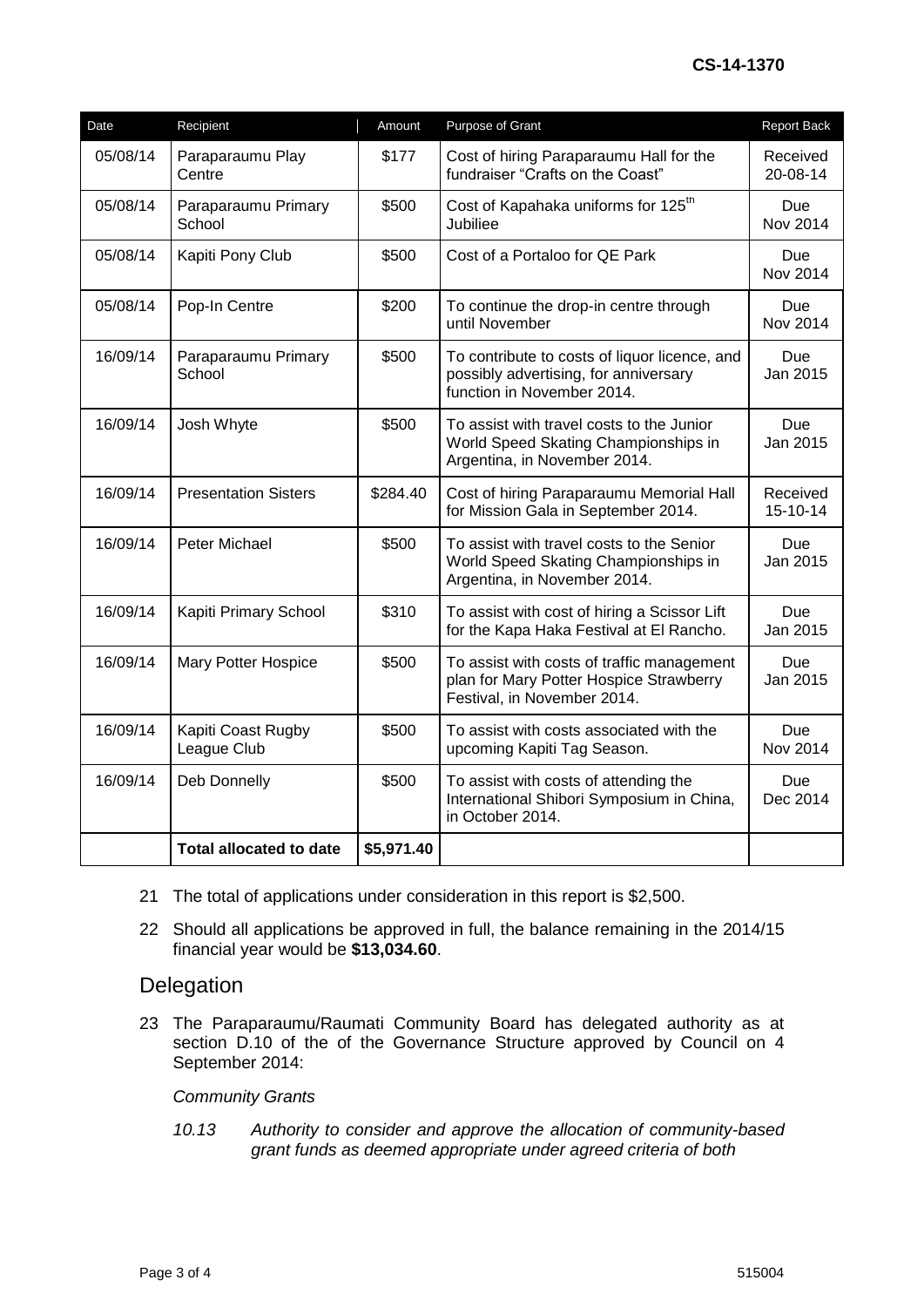| Date | Recipient | Amount | Purpose of Grant | Report Back |
|---|---|---|---|---|
| 05/08/14 | Paraparaumu Play Centre | $177 | Cost of hiring Paraparaumu Hall for the fundraiser "Crafts on the Coast" | Received 20-08-14 |
| 05/08/14 | Paraparaumu Primary School | $500 | Cost of Kapahaka uniforms for 125th Jubiliee | Due Nov 2014 |
| 05/08/14 | Kapiti Pony Club | $500 | Cost of a Portaloo for QE Park | Due Nov 2014 |
| 05/08/14 | Pop-In Centre | $200 | To continue the drop-in centre through until November | Due Nov 2014 |
| 16/09/14 | Paraparaumu Primary School | $500 | To contribute to costs of liquor licence, and possibly advertising, for anniversary function in November 2014. | Due Jan 2015 |
| 16/09/14 | Josh Whyte | $500 | To assist with travel costs to the Junior World Speed Skating Championships in Argentina, in November 2014. | Due Jan 2015 |
| 16/09/14 | Presentation Sisters | $284.40 | Cost of hiring Paraparaumu Memorial Hall for Mission Gala in September 2014. | Received 15-10-14 |
| 16/09/14 | Peter Michael | $500 | To assist with travel costs to the Senior World Speed Skating Championships in Argentina, in November 2014. | Due Jan 2015 |
| 16/09/14 | Kapiti Primary School | $310 | To assist with cost of hiring a Scissor Lift for the Kapa Haka Festival at El Rancho. | Due Jan 2015 |
| 16/09/14 | Mary Potter Hospice | $500 | To assist with costs of traffic management plan for Mary Potter Hospice Strawberry Festival, in November 2014. | Due Jan 2015 |
| 16/09/14 | Kapiti Coast Rugby League Club | $500 | To assist with costs associated with the upcoming Kapiti Tag Season. | Due Nov 2014 |
| 16/09/14 | Deb Donnelly | $500 | To assist with costs of attending the International Shibori Symposium in China, in October 2014. | Due Dec 2014 |
| | **Total allocated to date** | **$5,971.40** | | |

21 The total of applications under consideration in this report is $2,500.

22 Should all applications be approved in full, the balance remaining in the 2014/15 financial year would be **$13,034.60**.

## Delegation

23 The Paraparaumu/Raumati Community Board has delegated authority as at section D.10 of the of the Governance Structure approved by Council on 4 September 2014:

*Community Grants*

*10.13 Authority to consider and approve the allocation of community-based grant funds as deemed appropriate under agreed criteria of both*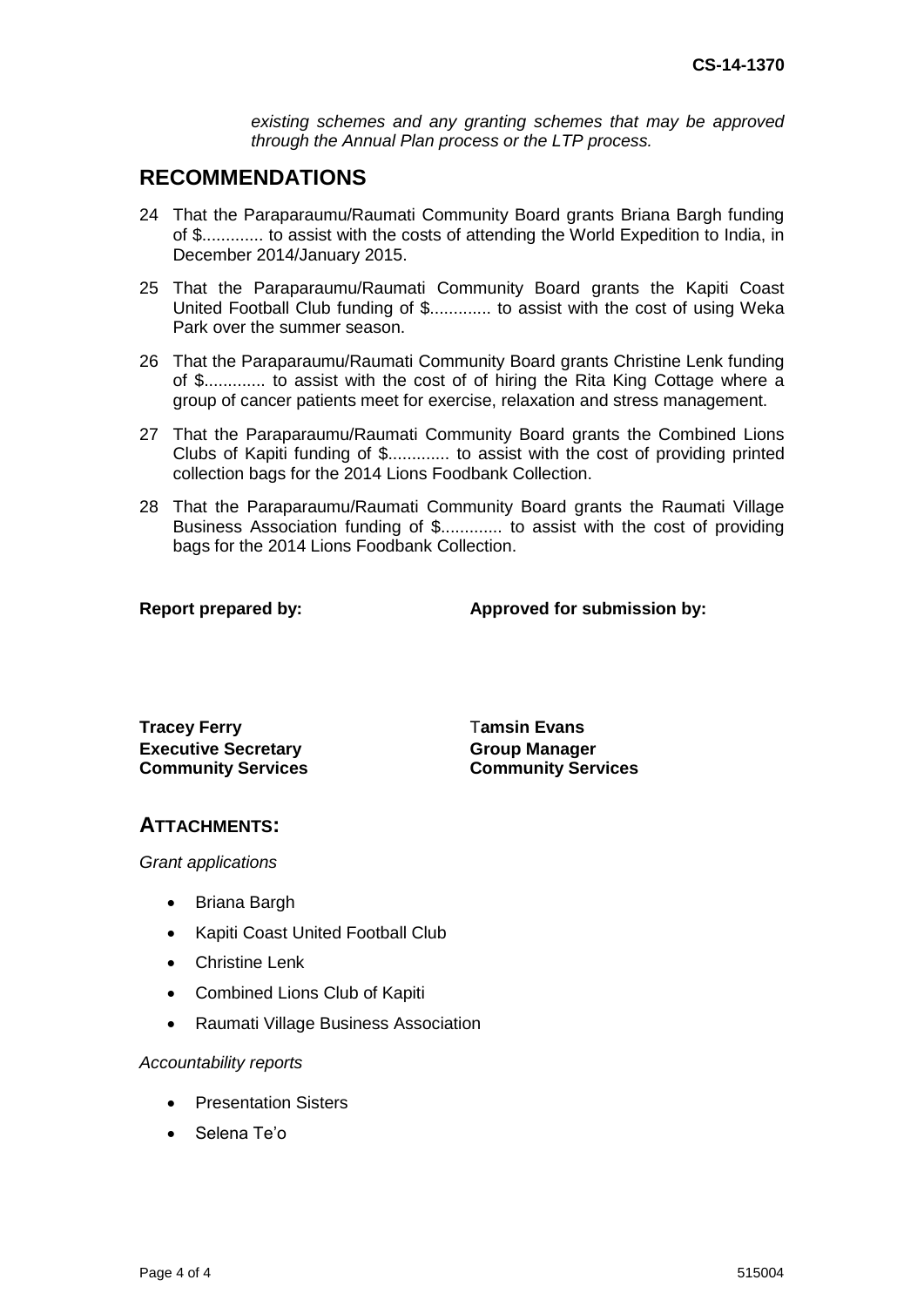*existing schemes and any granting schemes that may be approved through the Annual Plan process or the LTP process.*

## RECOMMENDATIONS

24 That the Paraparaumu/Raumati Community Board grants Briana Bargh funding of $............. to assist with the costs of attending the World Expedition to India, in December 2014/January 2015.

25 That the Paraparaumu/Raumati Community Board grants the Kapiti Coast United Football Club funding of $............. to assist with the cost of using Weka Park over the summer season.

26 That the Paraparaumu/Raumati Community Board grants Christine Lenk funding of $............. to assist with the cost of of hiring the Rita King Cottage where a group of cancer patients meet for exercise, relaxation and stress management.

27 That the Paraparaumu/Raumati Community Board grants the Combined Lions Clubs of Kapiti funding of $............. to assist with the cost of providing printed collection bags for the 2014 Lions Foodbank Collection.

28 That the Paraparaumu/Raumati Community Board grants the Raumati Village Business Association funding of $............. to assist with the cost of providing bags for the 2014 Lions Foodbank Collection.

| **Report prepared by:** | **Approved for submission by:** |
|---|---|
| **Tracey Ferry**<br>**Executive Secretary**<br>**Community Services** | **Tamsin Evans**<br>**Group Manager**<br>**Community Services** |

## ATTACHMENTS:

*Grant applications*

- Briana Bargh
- Kapiti Coast United Football Club
- Christine Lenk
- Combined Lions Club of Kapiti
- Raumati Village Business Association

*Accountability reports*

- Presentation Sisters
- Selena Te'o